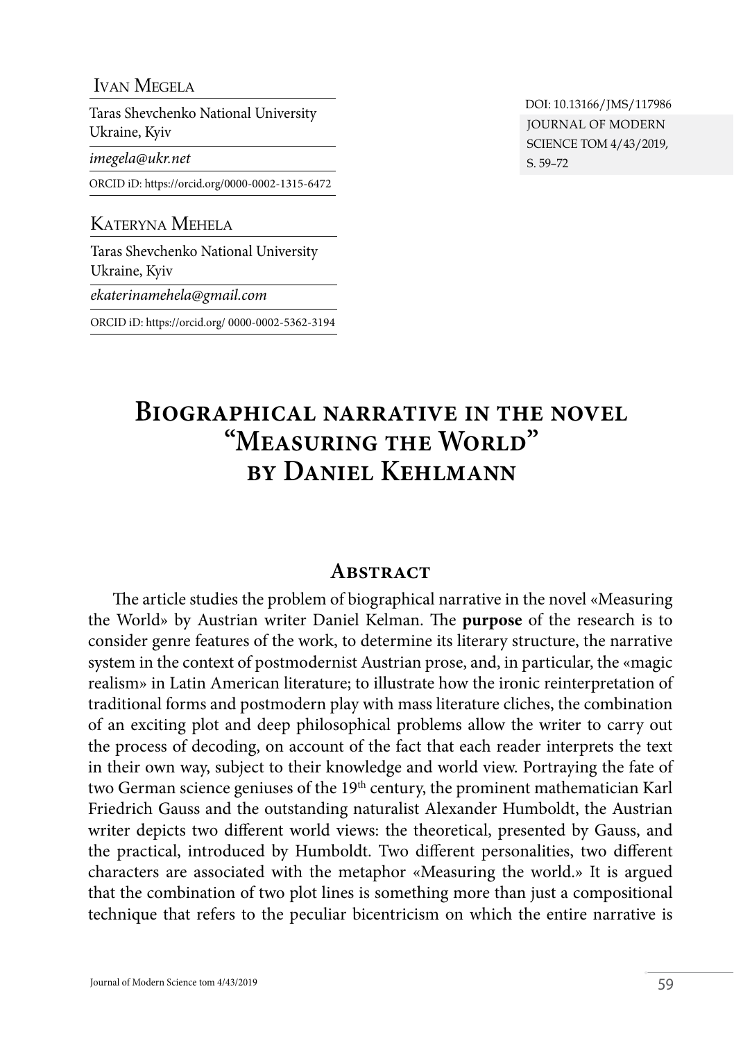Ivan Megela

Taras Shevchenko National University
Ukraine, Kyiv

*imegela@ukr.net*

ORCID iD: https://orcid.org/0000-0002-1315-6472

Kateryna Mehela

Taras Shevchenko National University
Ukraine, Kyiv

*ekaterinamehela@gmail.com*

ORCID iD: https://orcid.org/ 0000-0002-5362-3194

DOI: 10.13166/JMS/117986
JOURNAL OF MODERN SCIENCE TOM 4/43/2019, S. 59–72

# Biographical narrative in the novel "Measuring the World" by Daniel Kehlmann

## Abstract

The article studies the problem of biographical narrative in the novel «Measuring the World» by Austrian writer Daniel Kelman. The **purpose** of the research is to consider genre features of the work, to determine its literary structure, the narrative system in the context of postmodernist Austrian prose, and, in particular, the «magic realism» in Latin American literature; to illustrate how the ironic reinterpretation of traditional forms and postmodern play with mass literature cliches, the combination of an exciting plot and deep philosophical problems allow the writer to carry out the process of decoding, on account of the fact that each reader interprets the text in their own way, subject to their knowledge and world view. Portraying the fate of two German science geniuses of the 19th century, the prominent mathematician Karl Friedrich Gauss and the outstanding naturalist Alexander Humboldt, the Austrian writer depicts two different world views: the theoretical, presented by Gauss, and the practical, introduced by Humboldt. Two different personalities, two different characters are associated with the metaphor «Measuring the world.» It is argued that the combination of two plot lines is something more than just a compositional technique that refers to the peculiar bicentricism on which the entire narrative is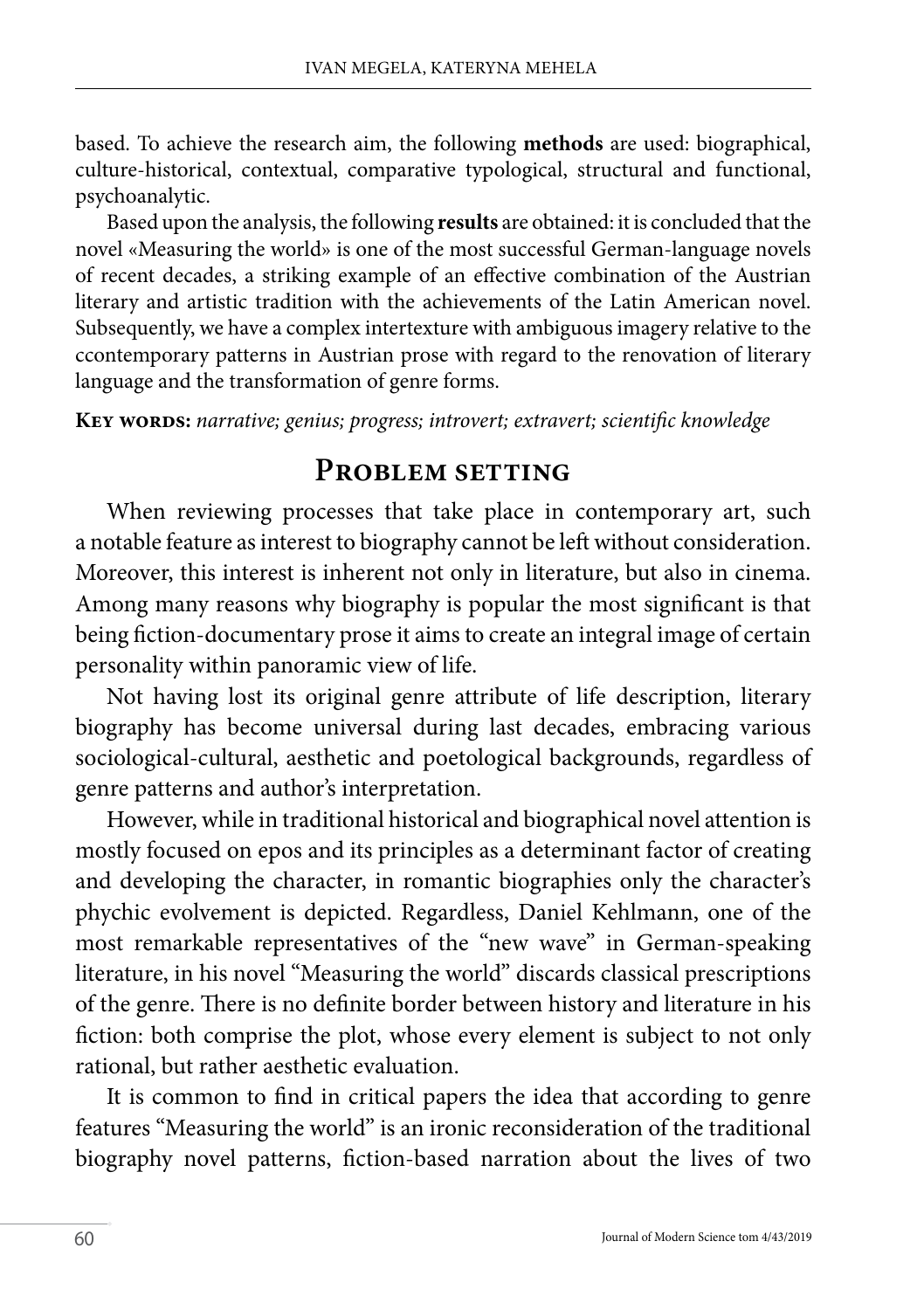based. To achieve the research aim, the following **methods** are used: biographical, culture-historical, contextual, comparative typological, structural and functional, psychoanalytic.

Based upon the analysis, the following **results** are obtained: it is concluded that the novel «Measuring the world» is one of the most successful German-language novels of recent decades, a striking example of an effective combination of the Austrian literary and artistic tradition with the achievements of the Latin American novel. Subsequently, we have a complex intertexture with ambiguous imagery relative to the ccontemporary patterns in Austrian prose with regard to the renovation of literary language and the transformation of genre forms.

**Key words:** *narrative; genius; progress; introvert; extravert; scientific knowledge*

## Problem setting

When reviewing processes that take place in contemporary art, such a notable feature as interest to biography cannot be left without consideration. Moreover, this interest is inherent not only in literature, but also in cinema. Among many reasons why biography is popular the most significant is that being fiction-documentary prose it aims to create an integral image of certain personality within panoramic view of life.

Not having lost its original genre attribute of life description, literary biography has become universal during last decades, embracing various sociological-cultural, aesthetic and poetological backgrounds, regardless of genre patterns and author's interpretation.

However, while in traditional historical and biographical novel attention is mostly focused on epos and its principles as a determinant factor of creating and developing the character, in romantic biographies only the character's phychic evolvement is depicted. Regardless, Daniel Kehlmann, one of the most remarkable representatives of the "new wave" in German-speaking literature, in his novel "Measuring the world" discards classical prescriptions of the genre. There is no definite border between history and literature in his fiction: both comprise the plot, whose every element is subject to not only rational, but rather aesthetic evaluation.

It is common to find in critical papers the idea that according to genre features "Measuring the world" is an ironic reconsideration of the traditional biography novel patterns, fiction-based narration about the lives of two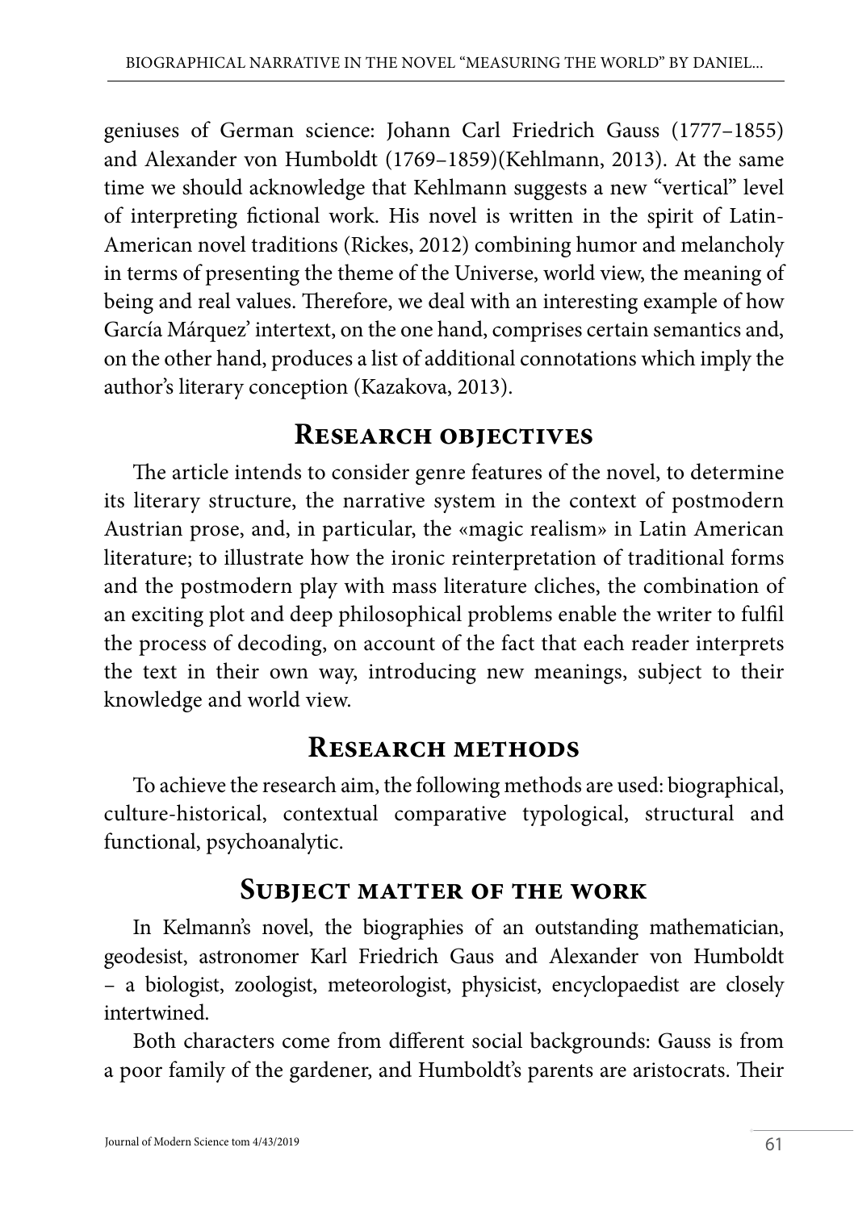geniuses of German science: Johann Carl Friedrich Gauss (1777–1855) and Alexander von Humboldt (1769–1859)(Kehlmann, 2013). At the same time we should acknowledge that Kehlmann suggests a new "vertical" level of interpreting fictional work. His novel is written in the spirit of Latin-American novel traditions (Rickes, 2012) combining humor and melancholy in terms of presenting the theme of the Universe, world view, the meaning of being and real values. Therefore, we deal with an interesting example of how García Márquez' intertext, on the one hand, comprises certain semantics and, on the other hand, produces a list of additional connotations which imply the author's literary conception (Kazakova, 2013).

## Research objectives

The article intends to consider genre features of the novel, to determine its literary structure, the narrative system in the context of postmodern Austrian prose, and, in particular, the «magic realism» in Latin American literature; to illustrate how the ironic reinterpretation of traditional forms and the postmodern play with mass literature cliches, the combination of an exciting plot and deep philosophical problems enable the writer to fulfil the process of decoding, on account of the fact that each reader interprets the text in their own way, introducing new meanings, subject to their knowledge and world view.

## Research methods

To achieve the research aim, the following methods are used: biographical, culture-historical, contextual comparative typological, structural and functional, psychoanalytic.

## Subject matter of the work

In Kelmann's novel, the biographies of an outstanding mathematician, geodesist, astronomer Karl Friedrich Gaus and Alexander von Humboldt – a biologist, zoologist, meteorologist, physicist, encyclopaedist are closely intertwined.

Both characters come from different social backgrounds: Gauss is from a poor family of the gardener, and Humboldt's parents are aristocrats. Their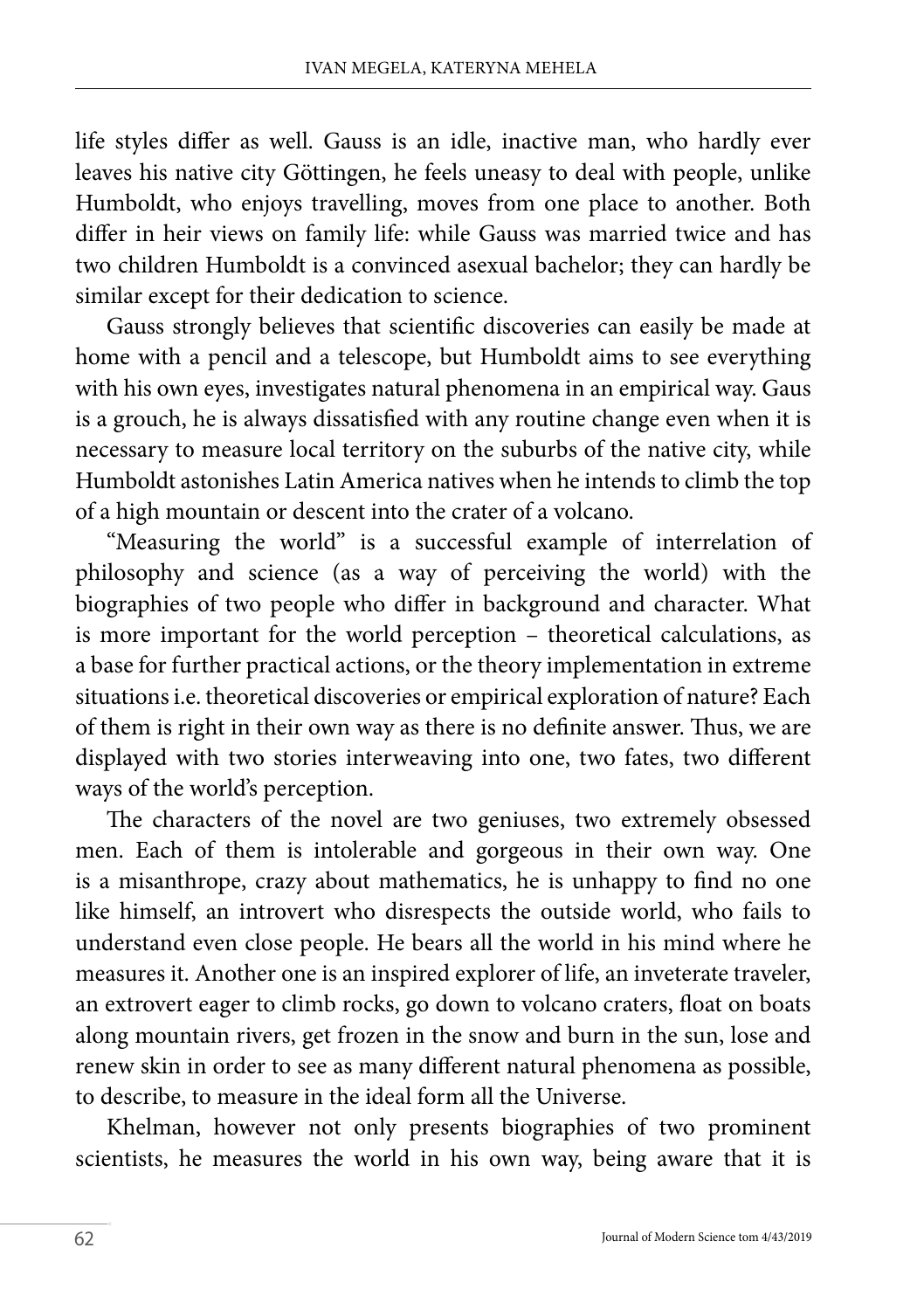life styles differ as well. Gauss is an idle, inactive man, who hardly ever leaves his native city Göttingen, he feels uneasy to deal with people, unlike Humboldt, who enjoys travelling, moves from one place to another. Both differ in heir views on family life: while Gauss was married twice and has two children Humboldt is a convinced asexual bachelor; they can hardly be similar except for their dedication to science.

Gauss strongly believes that scientific discoveries can easily be made at home with a pencil and a telescope, but Humboldt aims to see everything with his own eyes, investigates natural phenomena in an empirical way. Gaus is a grouch, he is always dissatisfied with any routine change even when it is necessary to measure local territory on the suburbs of the native city, while Humboldt astonishes Latin America natives when he intends to climb the top of a high mountain or descent into the crater of a volcano.

"Measuring the world" is a successful example of interrelation of philosophy and science (as a way of perceiving the world) with the biographies of two people who differ in background and character. What is more important for the world perception – theoretical calculations, as a base for further practical actions, or the theory implementation in extreme situations i.e. theoretical discoveries or empirical exploration of nature? Each of them is right in their own way as there is no definite answer. Thus, we are displayed with two stories interweaving into one, two fates, two different ways of the world's perception.

The characters of the novel are two geniuses, two extremely obsessed men. Each of them is intolerable and gorgeous in their own way. One is a misanthrope, crazy about mathematics, he is unhappy to find no one like himself, an introvert who disrespects the outside world, who fails to understand even close people. He bears all the world in his mind where he measures it. Another one is an inspired explorer of life, an inveterate traveler, an extrovert eager to climb rocks, go down to volcano craters, float on boats along mountain rivers, get frozen in the snow and burn in the sun, lose and renew skin in order to see as many different natural phenomena as possible, to describe, to measure in the ideal form all the Universe.

Khelman, however not only presents biographies of two prominent scientists, he measures the world in his own way, being aware that it is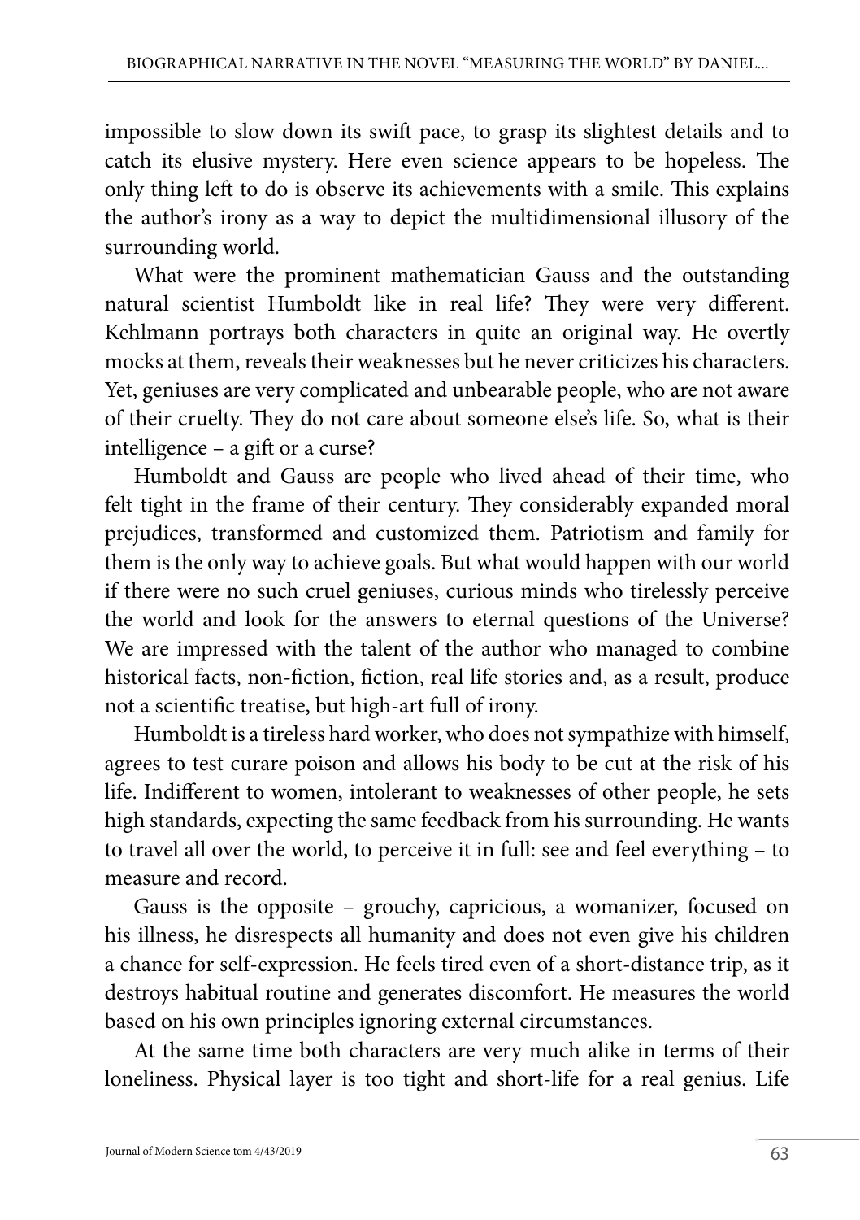impossible to slow down its swift pace, to grasp its slightest details and to catch its elusive mystery. Here even science appears to be hopeless. The only thing left to do is observe its achievements with a smile. This explains the author's irony as a way to depict the multidimensional illusory of the surrounding world.

What were the prominent mathematician Gauss and the outstanding natural scientist Humboldt like in real life? They were very different. Kehlmann portrays both characters in quite an original way. He overtly mocks at them, reveals their weaknesses but he never criticizes his characters. Yet, geniuses are very complicated and unbearable people, who are not aware of their cruelty. They do not care about someone else's life. So, what is their intelligence – a gift or a curse?

Humboldt and Gauss are people who lived ahead of their time, who felt tight in the frame of their century. They considerably expanded moral prejudices, transformed and customized them. Patriotism and family for them is the only way to achieve goals. But what would happen with our world if there were no such cruel geniuses, curious minds who tirelessly perceive the world and look for the answers to eternal questions of the Universe? We are impressed with the talent of the author who managed to combine historical facts, non-fiction, fiction, real life stories and, as a result, produce not a scientific treatise, but high-art full of irony.

Humboldt is a tireless hard worker, who does not sympathize with himself, agrees to test curare poison and allows his body to be cut at the risk of his life. Indifferent to women, intolerant to weaknesses of other people, he sets high standards, expecting the same feedback from his surrounding. He wants to travel all over the world, to perceive it in full: see and feel everything – to measure and record.

Gauss is the opposite – grouchy, capricious, a womanizer, focused on his illness, he disrespects all humanity and does not even give his children a chance for self-expression. He feels tired even of a short-distance trip, as it destroys habitual routine and generates discomfort. He measures the world based on his own principles ignoring external circumstances.

At the same time both characters are very much alike in terms of their loneliness. Physical layer is too tight and short-life for a real genius. Life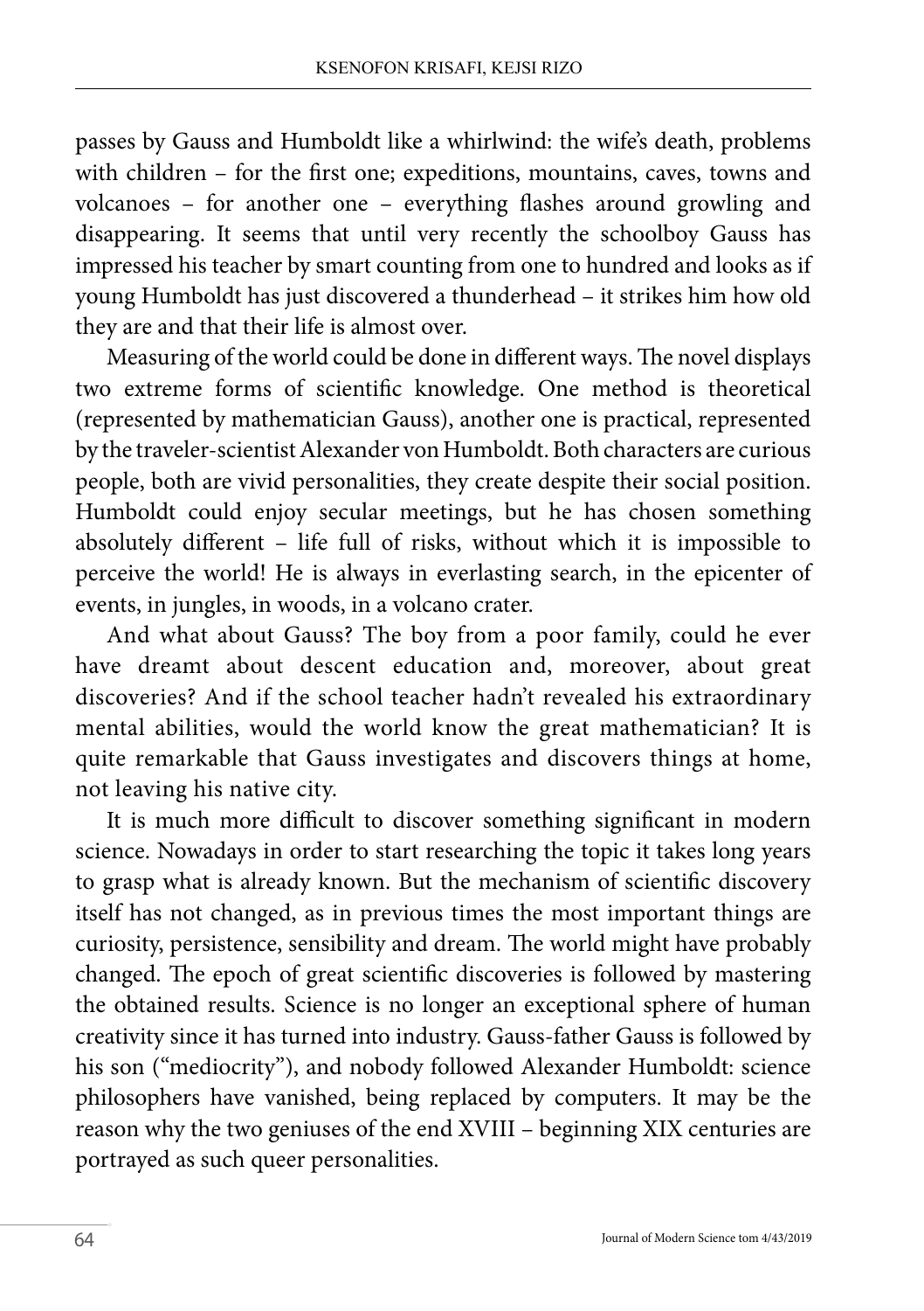passes by Gauss and Humboldt like a whirlwind: the wife's death, problems with children – for the first one; expeditions, mountains, caves, towns and volcanoes – for another one – everything flashes around growling and disappearing. It seems that until very recently the schoolboy Gauss has impressed his teacher by smart counting from one to hundred and looks as if young Humboldt has just discovered a thunderhead – it strikes him how old they are and that their life is almost over.

Measuring of the world could be done in different ways. The novel displays two extreme forms of scientific knowledge. One method is theoretical (represented by mathematician Gauss), another one is practical, represented by the traveler-scientist Alexander von Humboldt. Both characters are curious people, both are vivid personalities, they create despite their social position. Humboldt could enjoy secular meetings, but he has chosen something absolutely different – life full of risks, without which it is impossible to perceive the world! He is always in everlasting search, in the epicenter of events, in jungles, in woods, in a volcano crater.

And what about Gauss? The boy from a poor family, could he ever have dreamt about descent education and, moreover, about great discoveries? And if the school teacher hadn't revealed his extraordinary mental abilities, would the world know the great mathematician? It is quite remarkable that Gauss investigates and discovers things at home, not leaving his native city.

It is much more difficult to discover something significant in modern science. Nowadays in order to start researching the topic it takes long years to grasp what is already known. But the mechanism of scientific discovery itself has not changed, as in previous times the most important things are curiosity, persistence, sensibility and dream. The world might have probably changed. The epoch of great scientific discoveries is followed by mastering the obtained results. Science is no longer an exceptional sphere of human creativity since it has turned into industry. Gauss-father Gauss is followed by his son ("mediocrity"), and nobody followed Alexander Humboldt: science philosophers have vanished, being replaced by computers. It may be the reason why the two geniuses of the end XVIII – beginning XIX centuries are portrayed as such queer personalities.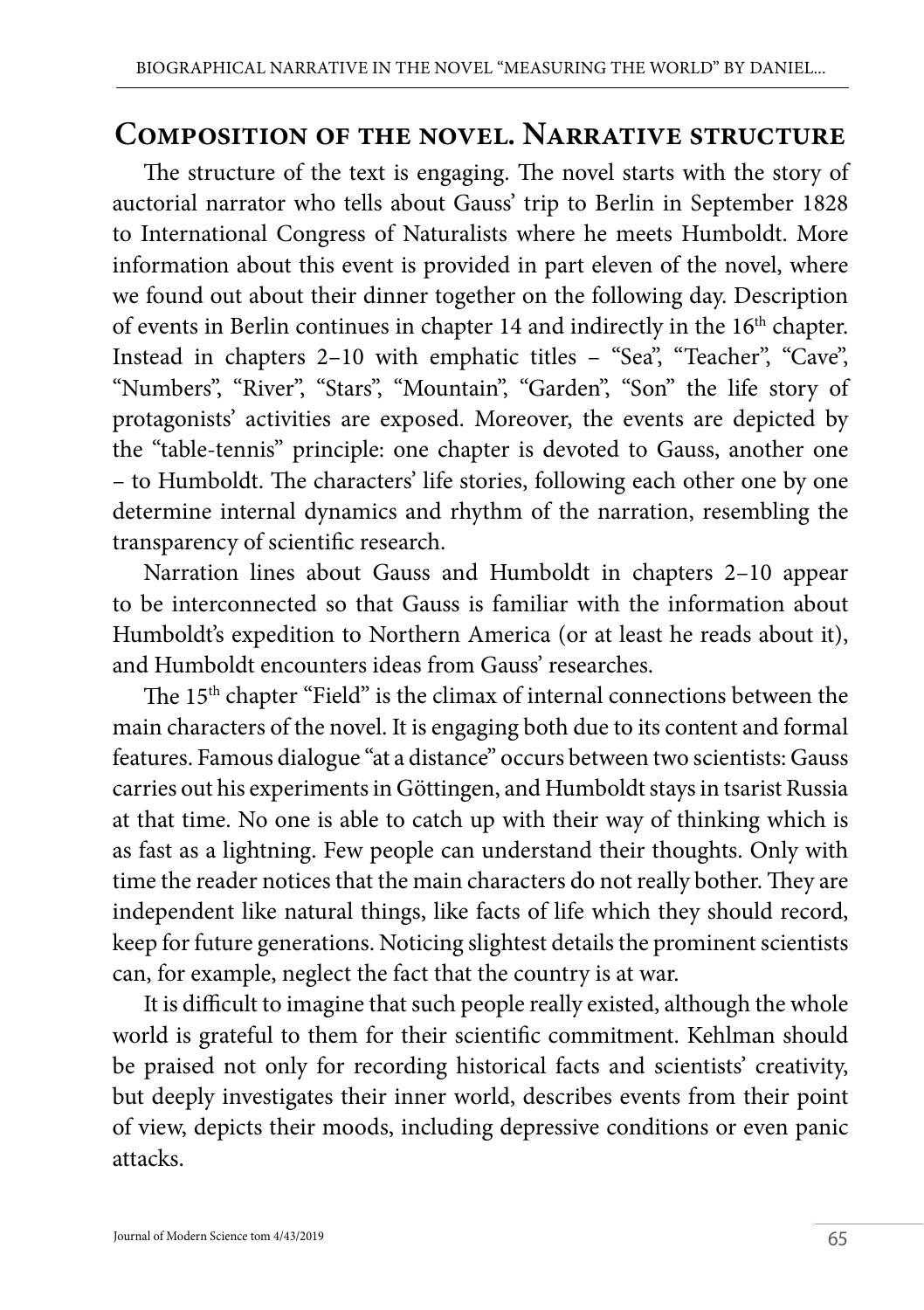## Composition of the novel. Narrative structure

The structure of the text is engaging. The novel starts with the story of auctorial narrator who tells about Gauss' trip to Berlin in September 1828 to International Congress of Naturalists where he meets Humboldt. More information about this event is provided in part eleven of the novel, where we found out about their dinner together on the following day. Description of events in Berlin continues in chapter 14 and indirectly in the 16th chapter. Instead in chapters 2–10 with emphatic titles – "Sea", "Teacher", "Cave", "Numbers", "River", "Stars", "Mountain", "Garden", "Son" the life story of protagonists' activities are exposed. Moreover, the events are depicted by the "table-tennis" principle: one chapter is devoted to Gauss, another one – to Humboldt. The characters' life stories, following each other one by one determine internal dynamics and rhythm of the narration, resembling the transparency of scientific research.

Narration lines about Gauss and Humboldt in chapters 2–10 appear to be interconnected so that Gauss is familiar with the information about Humboldt's expedition to Northern America (or at least he reads about it), and Humboldt encounters ideas from Gauss' researches.

The 15th chapter "Field" is the climax of internal connections between the main characters of the novel. It is engaging both due to its content and formal features. Famous dialogue "at a distance" occurs between two scientists: Gauss carries out his experiments in Göttingen, and Humboldt stays in tsarist Russia at that time. No one is able to catch up with their way of thinking which is as fast as a lightning. Few people can understand their thoughts. Only with time the reader notices that the main characters do not really bother. They are independent like natural things, like facts of life which they should record, keep for future generations. Noticing slightest details the prominent scientists can, for example, neglect the fact that the country is at war.

It is difficult to imagine that such people really existed, although the whole world is grateful to them for their scientific commitment. Kehlman should be praised not only for recording historical facts and scientists' creativity, but deeply investigates their inner world, describes events from their point of view, depicts their moods, including depressive conditions or even panic attacks.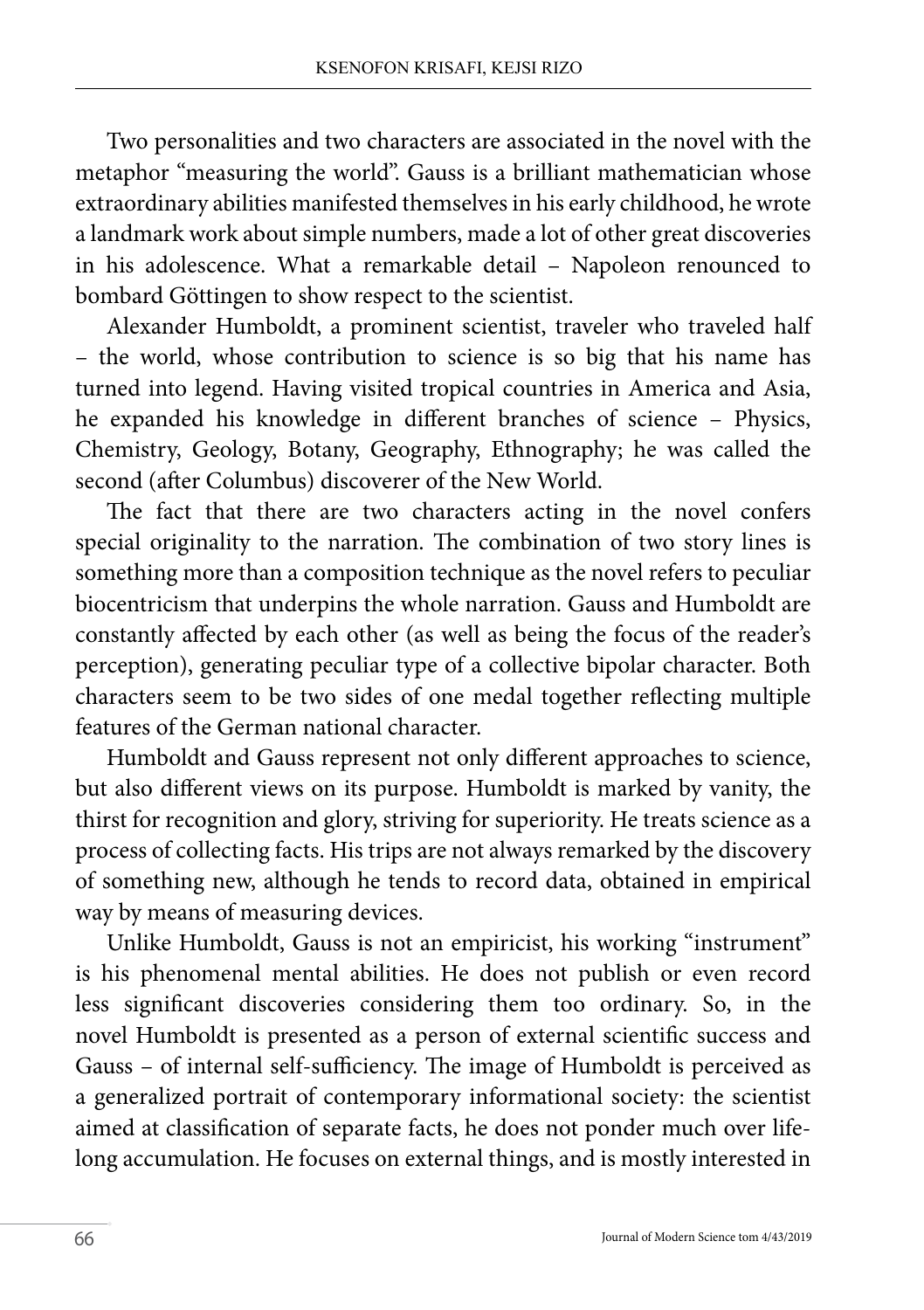Two personalities and two characters are associated in the novel with the metaphor "measuring the world". Gauss is a brilliant mathematician whose extraordinary abilities manifested themselves in his early childhood, he wrote a landmark work about simple numbers, made a lot of other great discoveries in his adolescence. What a remarkable detail – Napoleon renounced to bombard Göttingen to show respect to the scientist.

Alexander Humboldt, a prominent scientist, traveler who traveled half – the world, whose contribution to science is so big that his name has turned into legend. Having visited tropical countries in America and Asia, he expanded his knowledge in different branches of science – Physics, Chemistry, Geology, Botany, Geography, Ethnography; he was called the second (after Columbus) discoverer of the New World.

The fact that there are two characters acting in the novel confers special originality to the narration. The combination of two story lines is something more than a composition technique as the novel refers to peculiar biocentricism that underpins the whole narration. Gauss and Humboldt are constantly affected by each other (as well as being the focus of the reader's perception), generating peculiar type of a collective bipolar character. Both characters seem to be two sides of one medal together reflecting multiple features of the German national character.

Humboldt and Gauss represent not only different approaches to science, but also different views on its purpose. Humboldt is marked by vanity, the thirst for recognition and glory, striving for superiority. He treats science as a process of collecting facts. His trips are not always remarked by the discovery of something new, although he tends to record data, obtained in empirical way by means of measuring devices.

Unlike Humboldt, Gauss is not an empiricist, his working "instrument" is his phenomenal mental abilities. He does not publish or even record less significant discoveries considering them too ordinary. So, in the novel Humboldt is presented as a person of external scientific success and Gauss – of internal self-sufficiency. The image of Humboldt is perceived as a generalized portrait of contemporary informational society: the scientist aimed at classification of separate facts, he does not ponder much over life-long accumulation. He focuses on external things, and is mostly interested in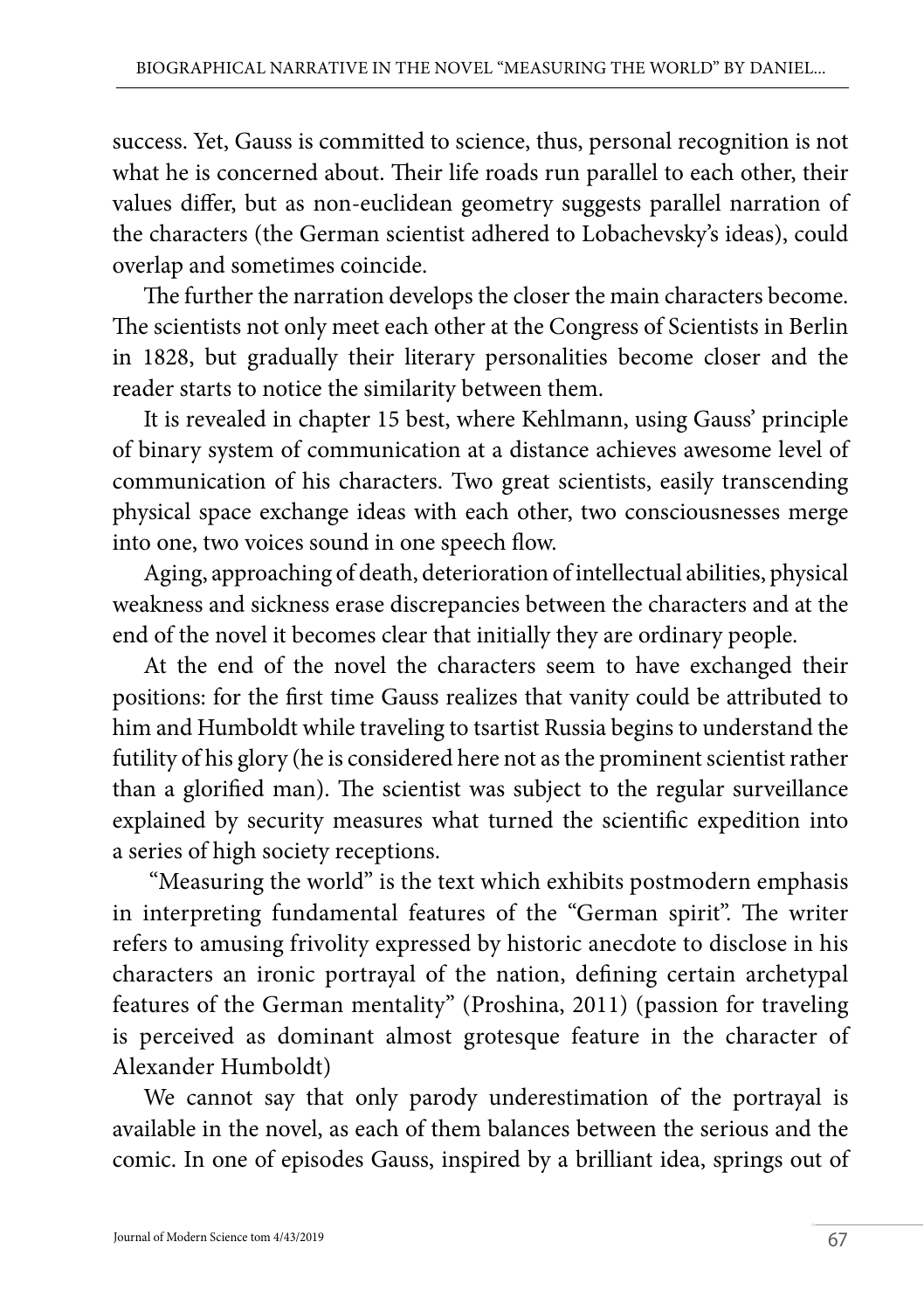success. Yet, Gauss is committed to science, thus, personal recognition is not what he is concerned about. Their life roads run parallel to each other, their values differ, but as non-euclidean geometry suggests parallel narration of the characters (the German scientist adhered to Lobachevsky's ideas), could overlap and sometimes coincide.

The further the narration develops the closer the main characters become. The scientists not only meet each other at the Congress of Scientists in Berlin in 1828, but gradually their literary personalities become closer and the reader starts to notice the similarity between them.

It is revealed in chapter 15 best, where Kehlmann, using Gauss' principle of binary system of communication at a distance achieves awesome level of communication of his characters. Two great scientists, easily transcending physical space exchange ideas with each other, two consciousnesses merge into one, two voices sound in one speech flow.

Aging, approaching of death, deterioration of intellectual abilities, physical weakness and sickness erase discrepancies between the characters and at the end of the novel it becomes clear that initially they are ordinary people.

At the end of the novel the characters seem to have exchanged their positions: for the first time Gauss realizes that vanity could be attributed to him and Humboldt while traveling to tsartist Russia begins to understand the futility of his glory (he is considered here not as the prominent scientist rather than a glorified man). The scientist was subject to the regular surveillance explained by security measures what turned the scientific expedition into a series of high society receptions.

"Measuring the world" is the text which exhibits postmodern emphasis in interpreting fundamental features of the "German spirit". The writer refers to amusing frivolity expressed by historic anecdote to disclose in his characters an ironic portrayal of the nation, defining certain archetypal features of the German mentality" (Proshina, 2011) (passion for traveling is perceived as dominant almost grotesque feature in the character of Alexander Humboldt)

We cannot say that only parody underestimation of the portrayal is available in the novel, as each of them balances between the serious and the comic. In one of episodes Gauss, inspired by a brilliant idea, springs out of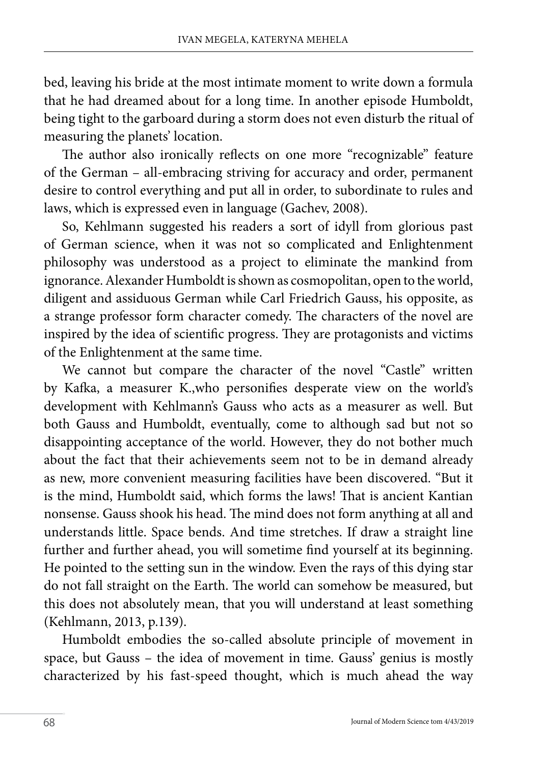bed, leaving his bride at the most intimate moment to write down a formula that he had dreamed about for a long time. In another episode Humboldt, being tight to the garboard during a storm does not even disturb the ritual of measuring the planets' location.

The author also ironically reflects on one more "recognizable" feature of the German – all-embracing striving for accuracy and order, permanent desire to control everything and put all in order, to subordinate to rules and laws, which is expressed even in language (Gachev, 2008).

So, Kehlmann suggested his readers a sort of idyll from glorious past of German science, when it was not so complicated and Enlightenment philosophy was understood as a project to eliminate the mankind from ignorance. Alexander Humboldt is shown as cosmopolitan, open to the world, diligent and assiduous German while Carl Friedrich Gauss, his opposite, as a strange professor form character comedy. The characters of the novel are inspired by the idea of scientific progress. They are protagonists and victims of the Enlightenment at the same time.

We cannot but compare the character of the novel "Castle" written by Kafka, a measurer K.,who personifies desperate view on the world's development with Kehlmann's Gauss who acts as a measurer as well. But both Gauss and Humboldt, eventually, come to although sad but not so disappointing acceptance of the world. However, they do not bother much about the fact that their achievements seem not to be in demand already as new, more convenient measuring facilities have been discovered. "But it is the mind, Humboldt said, which forms the laws! That is ancient Kantian nonsense. Gauss shook his head. The mind does not form anything at all and understands little. Space bends. And time stretches. If draw a straight line further and further ahead, you will sometime find yourself at its beginning. He pointed to the setting sun in the window. Even the rays of this dying star do not fall straight on the Earth. The world can somehow be measured, but this does not absolutely mean, that you will understand at least something (Kehlmann, 2013, p.139).

Humboldt embodies the so-called absolute principle of movement in space, but Gauss – the idea of movement in time. Gauss' genius is mostly characterized by his fast-speed thought, which is much ahead the way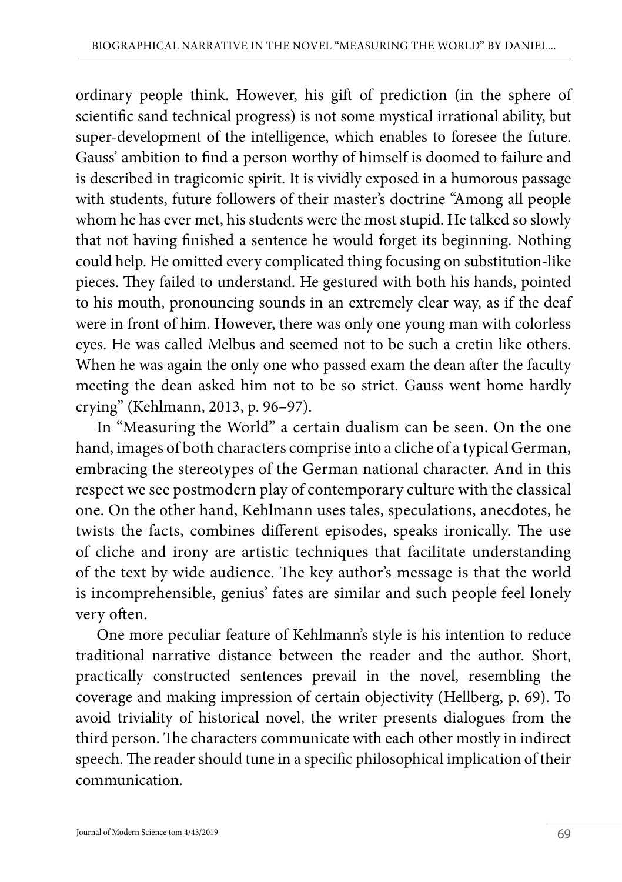ordinary people think. However, his gift of prediction (in the sphere of scientific sand technical progress) is not some mystical irrational ability, but super-development of the intelligence, which enables to foresee the future. Gauss' ambition to find a person worthy of himself is doomed to failure and is described in tragicomic spirit. It is vividly exposed in a humorous passage with students, future followers of their master's doctrine "Among all people whom he has ever met, his students were the most stupid. He talked so slowly that not having finished a sentence he would forget its beginning. Nothing could help. He omitted every complicated thing focusing on substitution-like pieces. They failed to understand. He gestured with both his hands, pointed to his mouth, pronouncing sounds in an extremely clear way, as if the deaf were in front of him. However, there was only one young man with colorless eyes. He was called Melbus and seemed not to be such a cretin like others. When he was again the only one who passed exam the dean after the faculty meeting the dean asked him not to be so strict. Gauss went home hardly crying" (Kehlmann, 2013, p. 96–97).

In "Measuring the World" a certain dualism can be seen. On the one hand, images of both characters comprise into a cliche of a typical German, embracing the stereotypes of the German national character. And in this respect we see postmodern play of contemporary culture with the classical one. On the other hand, Kehlmann uses tales, speculations, anecdotes, he twists the facts, combines different episodes, speaks ironically. The use of cliche and irony are artistic techniques that facilitate understanding of the text by wide audience. The key author's message is that the world is incomprehensible, genius' fates are similar and such people feel lonely very often.

One more peculiar feature of Kehlmann's style is his intention to reduce traditional narrative distance between the reader and the author. Short, practically constructed sentences prevail in the novel, resembling the coverage and making impression of certain objectivity (Hellberg, p. 69). To avoid triviality of historical novel, the writer presents dialogues from the third person. The characters communicate with each other mostly in indirect speech. The reader should tune in a specific philosophical implication of their communication.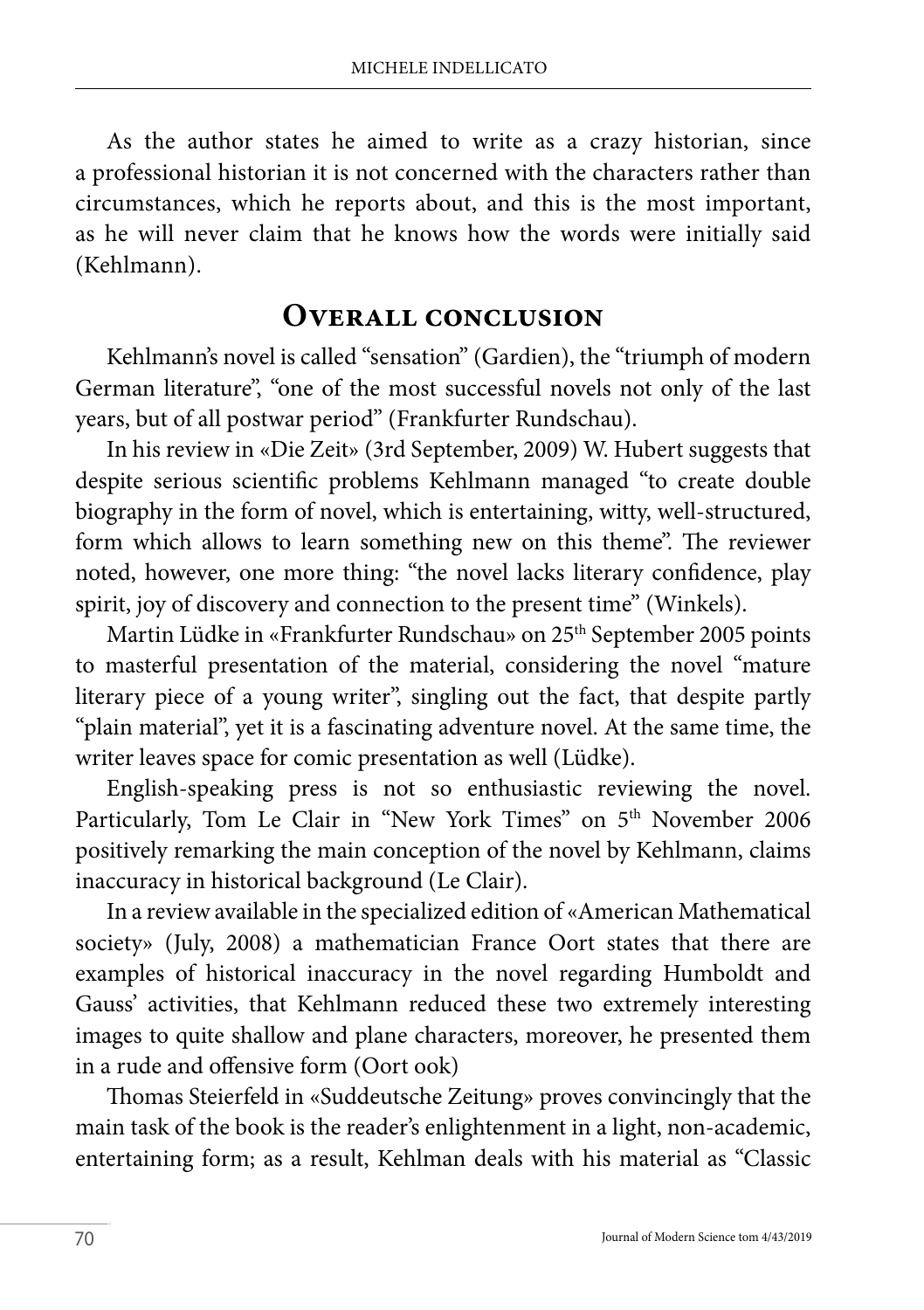As the author states he aimed to write as a crazy historian, since a professional historian it is not concerned with the characters rather than circumstances, which he reports about, and this is the most important, as he will never claim that he knows how the words were initially said (Kehlmann).

## Overall conclusion

Kehlmann's novel is called "sensation" (Gardien), the "triumph of modern German literature", "one of the most successful novels not only of the last years, but of all postwar period" (Frankfurter Rundschau).

In his review in «Die Zeit» (3rd September, 2009) W. Hubert suggests that despite serious scientific problems Kehlmann managed "to create double biography in the form of novel, which is entertaining, witty, well-structured, form which allows to learn something new on this theme". The reviewer noted, however, one more thing: "the novel lacks literary confidence, play spirit, joy of discovery and connection to the present time" (Winkels).

Martin Lüdke in «Frankfurter Rundschau» on 25th September 2005 points to masterful presentation of the material, considering the novel "mature literary piece of a young writer", singling out the fact, that despite partly "plain material", yet it is a fascinating adventure novel. At the same time, the writer leaves space for comic presentation as well (Lüdke).

English-speaking press is not so enthusiastic reviewing the novel. Particularly, Tom Le Clair in "New York Times" on 5th November 2006 positively remarking the main conception of the novel by Kehlmann, claims inaccuracy in historical background (Le Clair).

In a review available in the specialized edition of «American Mathematical society» (July, 2008) a mathematician France Oort states that there are examples of historical inaccuracy in the novel regarding Humboldt and Gauss' activities, that Kehlmann reduced these two extremely interesting images to quite shallow and plane characters, moreover, he presented them in a rude and offensive form (Oort ook)

Thomas Steierfeld in «Suddeutsche Zeitung» proves convincingly that the main task of the book is the reader's enlightenment in a light, non-academic, entertaining form; as a result, Kehlman deals with his material as "Classic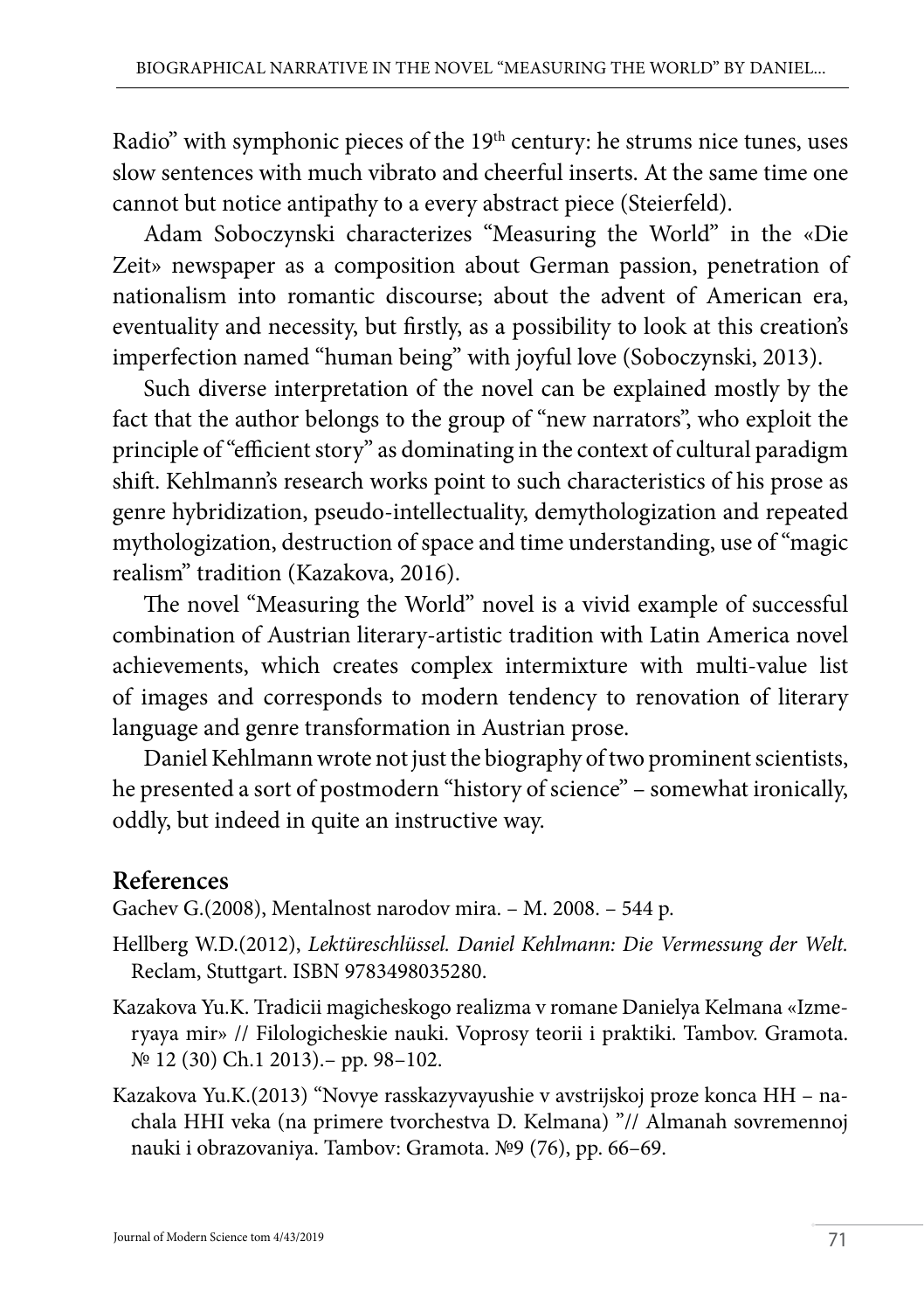Radio" with symphonic pieces of the 19th century: he strums nice tunes, uses slow sentences with much vibrato and cheerful inserts. At the same time one cannot but notice antipathy to a every abstract piece (Steierfeld).

Adam Soboczynski characterizes "Measuring the World" in the «Die Zeit» newspaper as a composition about German passion, penetration of nationalism into romantic discourse; about the advent of American era, eventuality and necessity, but firstly, as a possibility to look at this creation's imperfection named "human being" with joyful love (Soboczynski, 2013).

Such diverse interpretation of the novel can be explained mostly by the fact that the author belongs to the group of "new narrators", who exploit the principle of "efficient story" as dominating in the context of cultural paradigm shift. Kehlmann's research works point to such characteristics of his prose as genre hybridization, pseudo-intellectuality, demythologization and repeated mythologization, destruction of space and time understanding, use of "magic realism" tradition (Kazakova, 2016).

The novel "Measuring the World" novel is a vivid example of successful combination of Austrian literary-artistic tradition with Latin America novel achievements, which creates complex intermixture with multi-value list of images and corresponds to modern tendency to renovation of literary language and genre transformation in Austrian prose.

Daniel Kehlmann wrote not just the biography of two prominent scientists, he presented a sort of postmodern "history of science" – somewhat ironically, oddly, but indeed in quite an instructive way.

## References

Gachev G.(2008), Mentalnost narodov mira. – M. 2008. – 544 p.

Hellberg W.D.(2012), *Lektüreschlüssel. Daniel Kehlmann: Die Vermessung der Welt.* Reclam, Stuttgart. ISBN 9783498035280.

Kazakova Yu.K. Tradicii magicheskogo realizma v romane Danielya Kelmana «Izmeryaya mir» // Filologicheskie nauki. Voprosy teorii i praktiki. Tambov. Gramota. № 12 (30) Ch.1 2013).– pp. 98–102.

Kazakova Yu.K.(2013) "Novye rasskazyvayushie v avstrijskoj proze konca HH – nachala HHI veka (na primere tvorchestva D. Kelmana) "// Almanah sovremennoj nauki i obrazovaniya. Tambov: Gramota. №9 (76), pp. 66–69.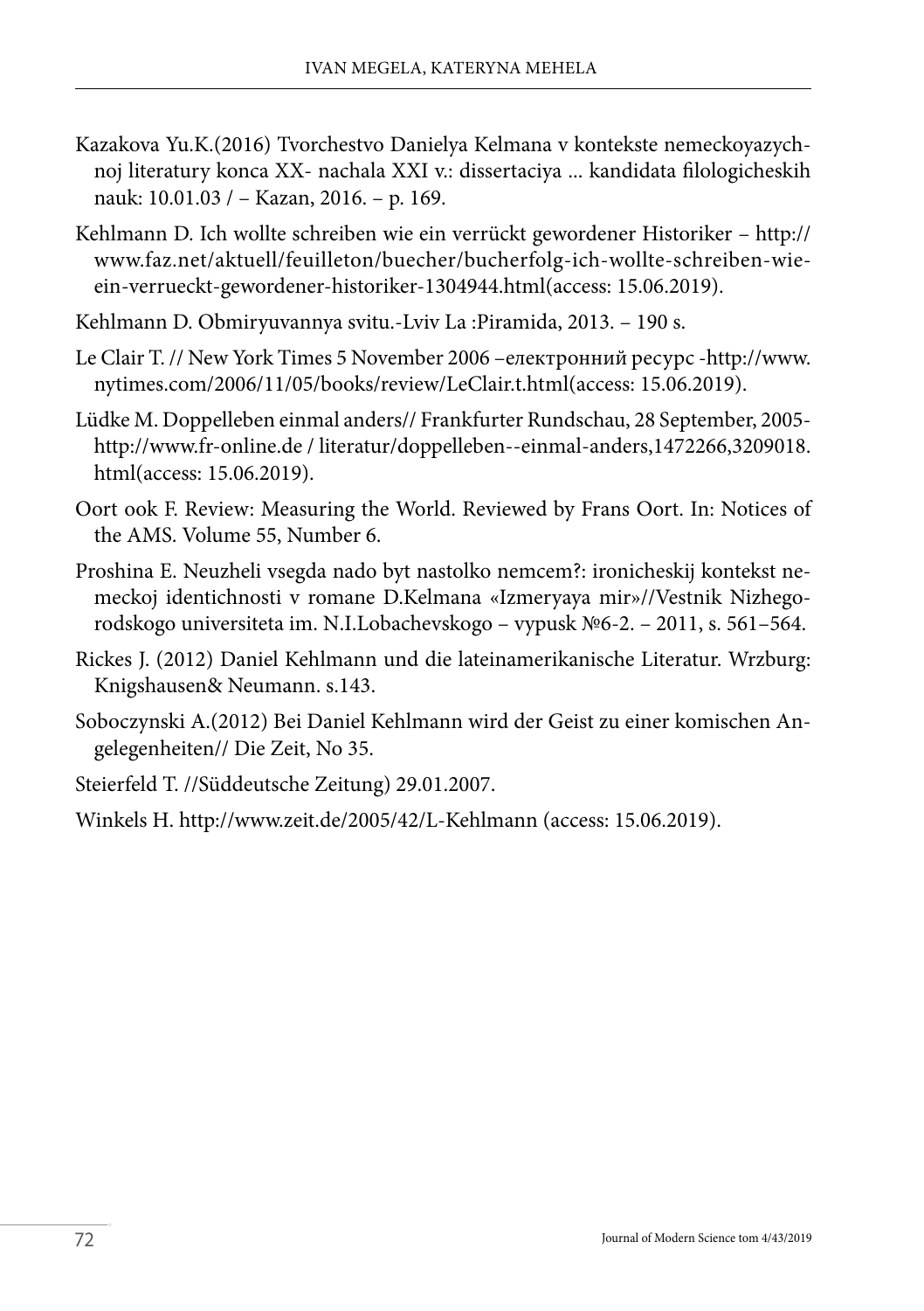Kazakova Yu.K.(2016) Tvorchestvo Danielya Kelmana v kontekste nemeckoyazychnoj literatury konca XX- nachala XXI v.: dissertaciya ... kandidata filologicheskih nauk: 10.01.03 / – Kazan, 2016. – p. 169.

Kehlmann D. Ich wollte schreiben wie ein verrückt gewordener Historiker – http://www.faz.net/aktuell/feuilleton/buecher/bucherfolg-ich-wollte-schreiben-wie-ein-verrueckt-gewordener-historiker-1304944.html(access: 15.06.2019).

Kehlmann D. Obmiryuvannya svitu.-Lviv La :Piramida, 2013. – 190 s.

Le Clair T. // New York Times 5 November 2006 –електронний ресурс -http://www.nytimes.com/2006/11/05/books/review/LeClair.t.html(access: 15.06.2019).

Lüdke M. Doppelleben einmal anders// Frankfurter Rundschau, 28 September, 2005-http://www.fr-online.de / literatur/doppelleben--einmal-anders,1472266,3209018.html(access: 15.06.2019).

Oort ook F. Review: Measuring the World. Reviewed by Frans Oort. In: Notices of the AMS. Volume 55, Number 6.

Proshina E. Neuzheli vsegda nado byt nastolko nemcem?: ironicheskij kontekst nemeckoj identichnosti v romane D.Kelmana «Izmeryaya mir»//Vestnik Nizhegorodskogo universiteta im. N.I.Lobachevskogo – vypusk №6-2. – 2011, s. 561–564.

Rickes J. (2012) Daniel Kehlmann und die lateinamerikanische Literatur. Wrzburg: Knigshausen& Neumann. s.143.

Soboczynski A.(2012) Bei Daniel Kehlmann wird der Geist zu einer komischen Angelegenheiten// Die Zeit, No 35.

Steierfeld T. //Süddeutsche Zeitung) 29.01.2007.

Winkels H. http://www.zeit.de/2005/42/L-Kehlmann (access: 15.06.2019).